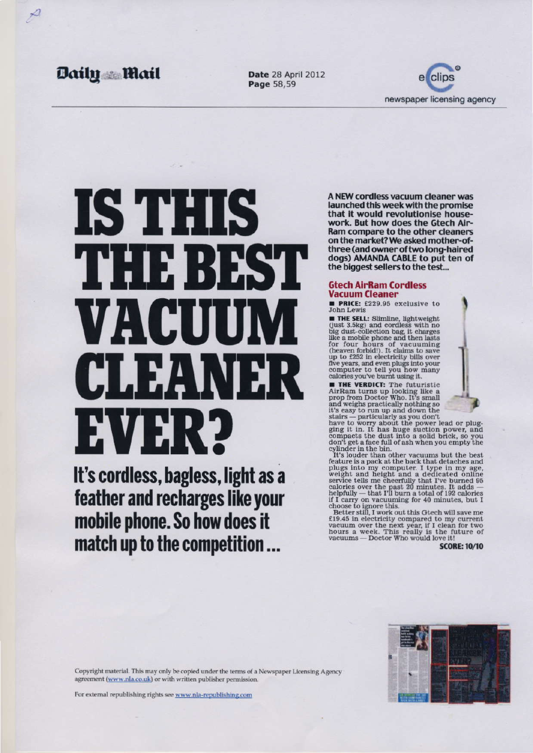# IS THIS THE BEST VACUUM CLEANER EVER?

## It's cordless, bagless, light as a feather and recharges like your mobile phone. So how does it match up to the competition ...

**A NEW cordless vacuum cleaner was launched this week with the promise that it would revolutionise housework. But how does the Gtech AirRam compare to the other cleaners on the market? We asked mother-of-three (and owner of two long-haired dogs) AMANDA CABLE to put ten of the biggest sellers to the test...**

### Gtech AirRam Cordless Vacuum Cleaner

■ **PRICE:** £229.95 exclusive to John Lewis

■ **THE SELL:** Slimline, lightweight (just 3.5kg) and cordless with no big dust-collection bag, it charges like a mobile phone and then lasts for four hours of vacuuming (heaven forbid!). It claims to save up to £252 in electricity bills over five years, and even plugs into your computer to tell you how many calories you've burnt using it.

■ **THE VERDICT:** The futuristic AirRam turns up looking like a prop from Doctor Who. It's small and weighs practically nothing so it's easy to run up and down the stairs — particularly as you don't have to worry about the power lead or plugging it in. It has huge suction power, and compacts the dust into a solid brick, so you don't get a face full of ash when you empty the cylinder in the bin.

It's louder than other vacuums but the best feature is a pack at the back that detaches and plugs into my computer. I type in my age, weight and height and a dedicated online service tells me cheerfully that I've burned 95 calories over the past 20 minutes. It adds — helpfully — that I'll burn a total of 192 calories if I carry on vacuuming for 40 minutes, but I choose to ignore this.

Better still, I work out this Gtech will save me £19.45 in electricity compared to my current vacuum over the next year, if I clean for two hours a week. This really is the future of vacuums — Doctor Who would love it!

**SCORE: 10/10**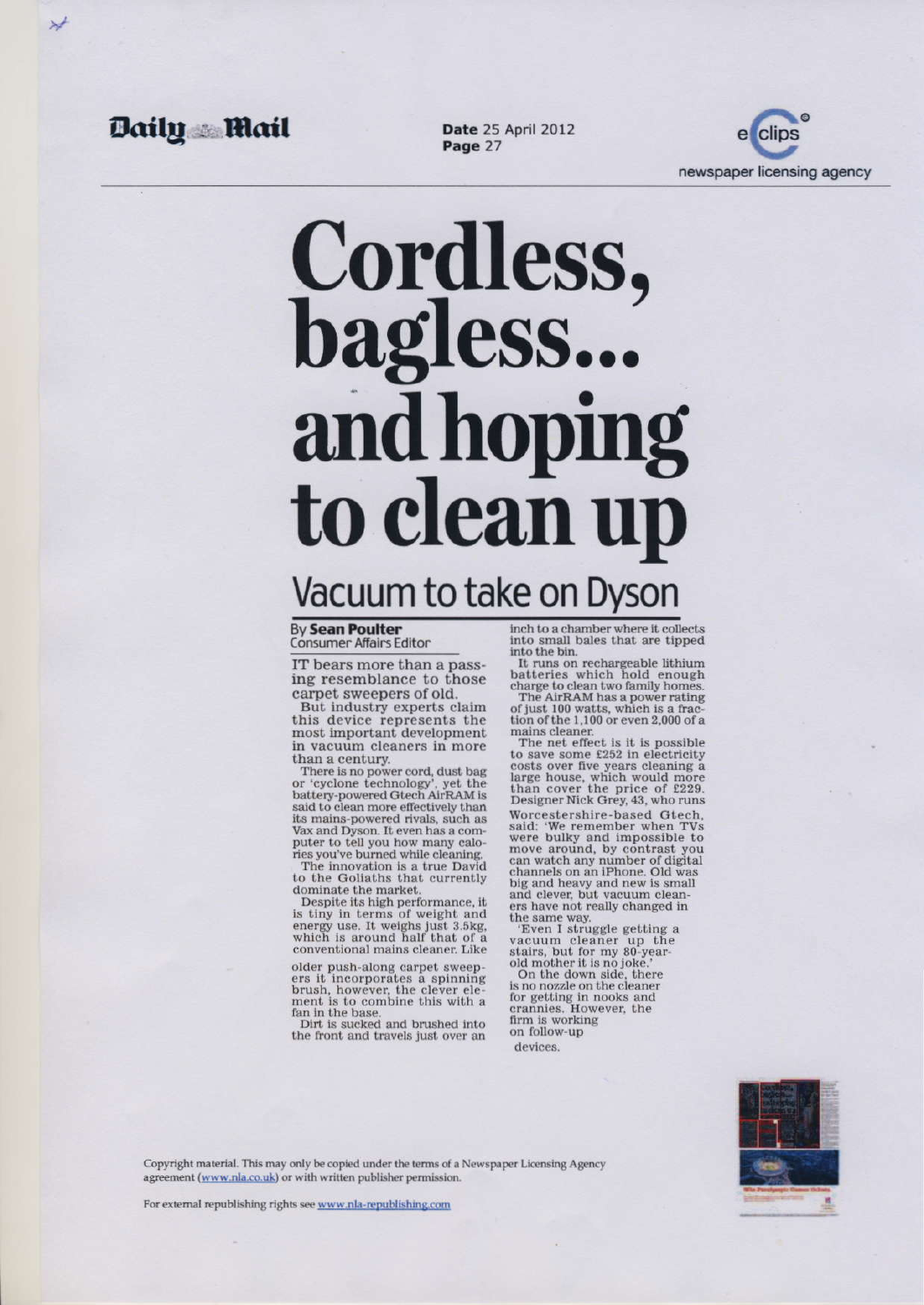# Cordless, bagless... and hoping to clean up

## Vacuum to take on Dyson

By **Sean Poulter**
Consumer Affairs Editor

IT bears more than a passing resemblance to those carpet sweepers of old.

But industry experts claim this device represents the most important development in vacuum cleaners in more than a century.

There is no power cord, dust bag or 'cyclone technology', yet the battery-powered Gtech AirRAM is said to clean more effectively than its mains-powered rivals, such as Vax and Dyson. It even has a computer to tell you how many calories you've burned while cleaning.

The innovation is a true David to the Goliaths that currently dominate the market.

Despite its high performance, it is tiny in terms of weight and energy use. It weighs just 3.5kg, which is around half that of a conventional mains cleaner. Like older push-along carpet sweepers it incorporates a spinning brush, however, the clever element is to combine this with a fan in the base.

Dirt is sucked and brushed into the front and travels just over an inch to a chamber where it collects into small bales that are tipped into the bin.

It runs on rechargeable lithium batteries which hold enough charge to clean two family homes.

The AirRAM has a power rating of just 100 watts, which is a fraction of the 1,100 or even 2,000 of a mains cleaner.

The net effect is it is possible to save some £252 in electricity costs over five years cleaning a large house, which would more than cover the price of £229.

Designer Nick Grey, 43, who runs Worcestershire-based Gtech, said: 'We remember when TVs were bulky and impossible to move around, by contrast you can watch any number of digital channels on an iPhone. Old was big and heavy and new is small and clever, but vacuum cleaners have not really changed in the same way.

'Even I struggle getting a vacuum cleaner up the stairs, but for my 80-year-old mother it is no joke.'

On the down side, there is no nozzle on the cleaner for getting in nooks and crannies. However, the firm is working on follow-up devices.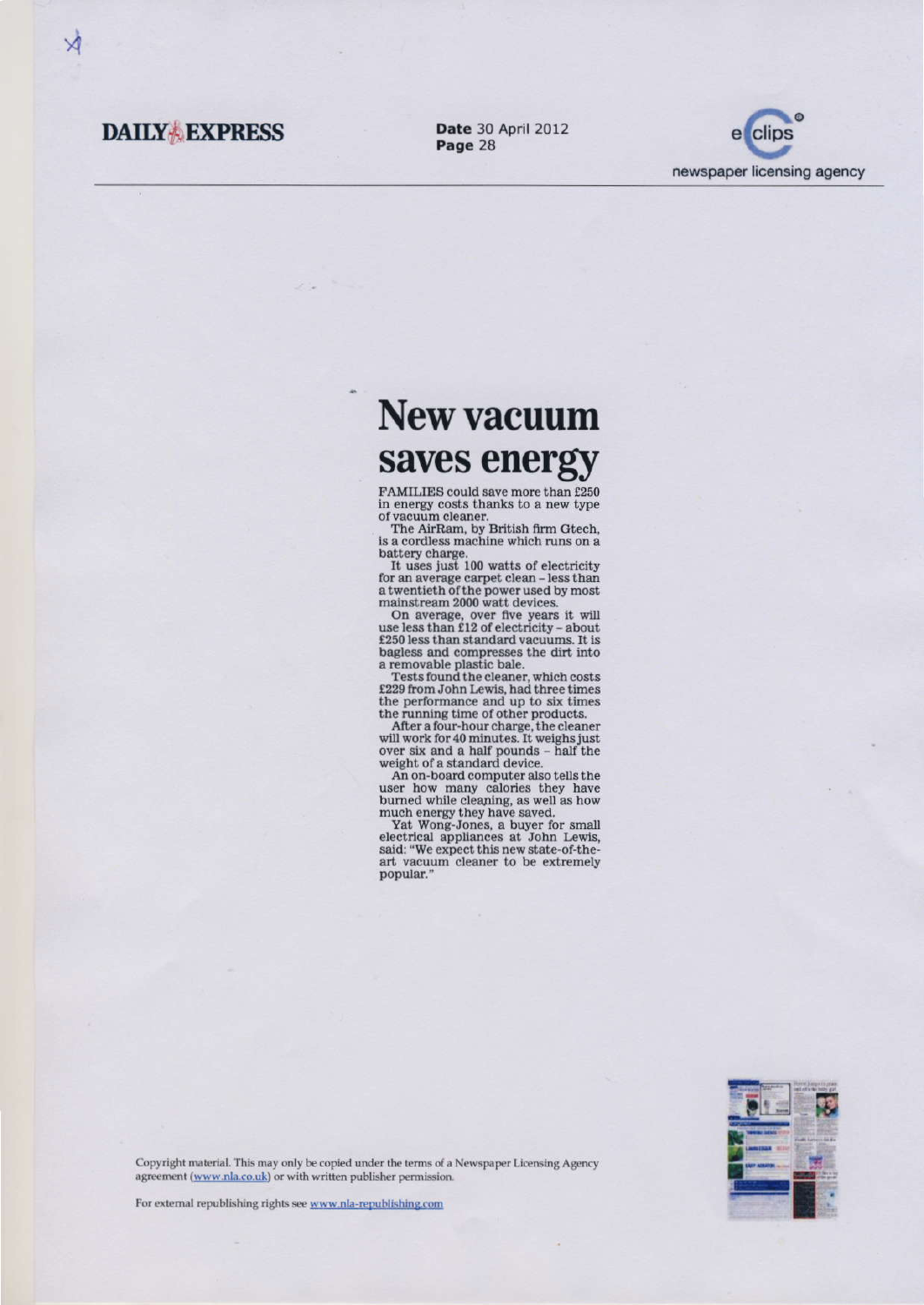# New vacuum saves energy

FAMILIES could save more than £250 in energy costs thanks to a new type of vacuum cleaner.

The AirRam, by British firm Gtech, is a cordless machine which runs on a battery charge.

It uses just 100 watts of electricity for an average carpet clean – less than a twentieth of the power used by most mainstream 2000 watt devices.

On average, over five years it will use less than £12 of electricity – about £250 less than standard vacuums. It is bagless and compresses the dirt into a removable plastic bale.

Tests found the cleaner, which costs £229 from John Lewis, had three times the performance and up to six times the running time of other products.

After a four-hour charge, the cleaner will work for 40 minutes. It weighs just over six and a half pounds – half the weight of a standard device.

An on-board computer also tells the user how many calories they have burned while cleaning, as well as how much energy they have saved.

Yat Wong-Jones, a buyer for small electrical appliances at John Lewis, said: "We expect this new state-of-the-art vacuum cleaner to be extremely popular."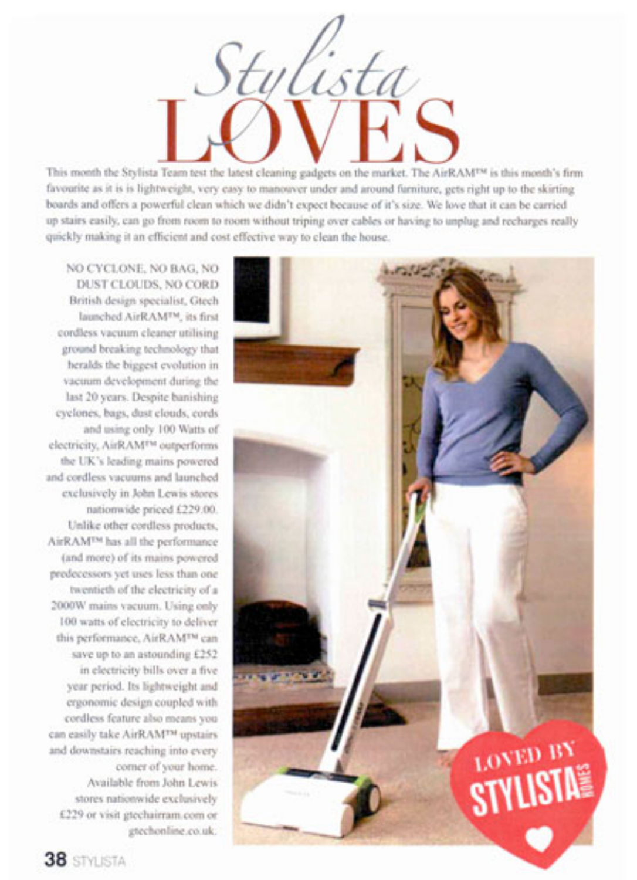# Stylista LOVES

This month the Stylista Team test the latest cleaning gadgets on the market. The AirRAM™ is this month's firm favourite as it is is lightweight, very easy to manouver under and around furniture, gets right up to the skirting boards and offers a powerful clean which we didn't expect because of it's size. We love that it can be carried up stairs easily, can go from room to room without triping over cables or having to unplug and recharges really quickly making it an efficient and cost effective way to clean the house.

NO CYCLONE, NO BAG, NO DUST CLOUDS, NO CORD

British design specialist, Gtech launched AirRAM™, its first cordless vacuum cleaner utilising ground breaking technology that heralds the biggest evolution in vacuum development during the last 20 years. Despite banishing cyclones, bags, dust clouds, cords and using only 100 Watts of electricity, AirRAM™ outperforms the UK's leading mains powered and cordless vacuums and launched exclusively in John Lewis stores nationwide priced £229.00.

Unlike other cordless products, AirRAM™ has all the performance (and more) of its mains powered predecessors yet uses less than one twentieth of the electricity of a 2000W mains vacuum. Using only 100 watts of electricity to deliver this performance, AirRAM™ can save up to an astounding £252 in electricity bills over a five year period. Its lightweight and ergonomic design coupled with cordless feature also means you can easily take AirRAM™ upstairs and downstairs reaching into every corner of your home.

Available from John Lewis stores nationwide exclusively £229 or visit gtechairram.com or gtechonline.co.uk.

LOVED BY STYLISTA HOMES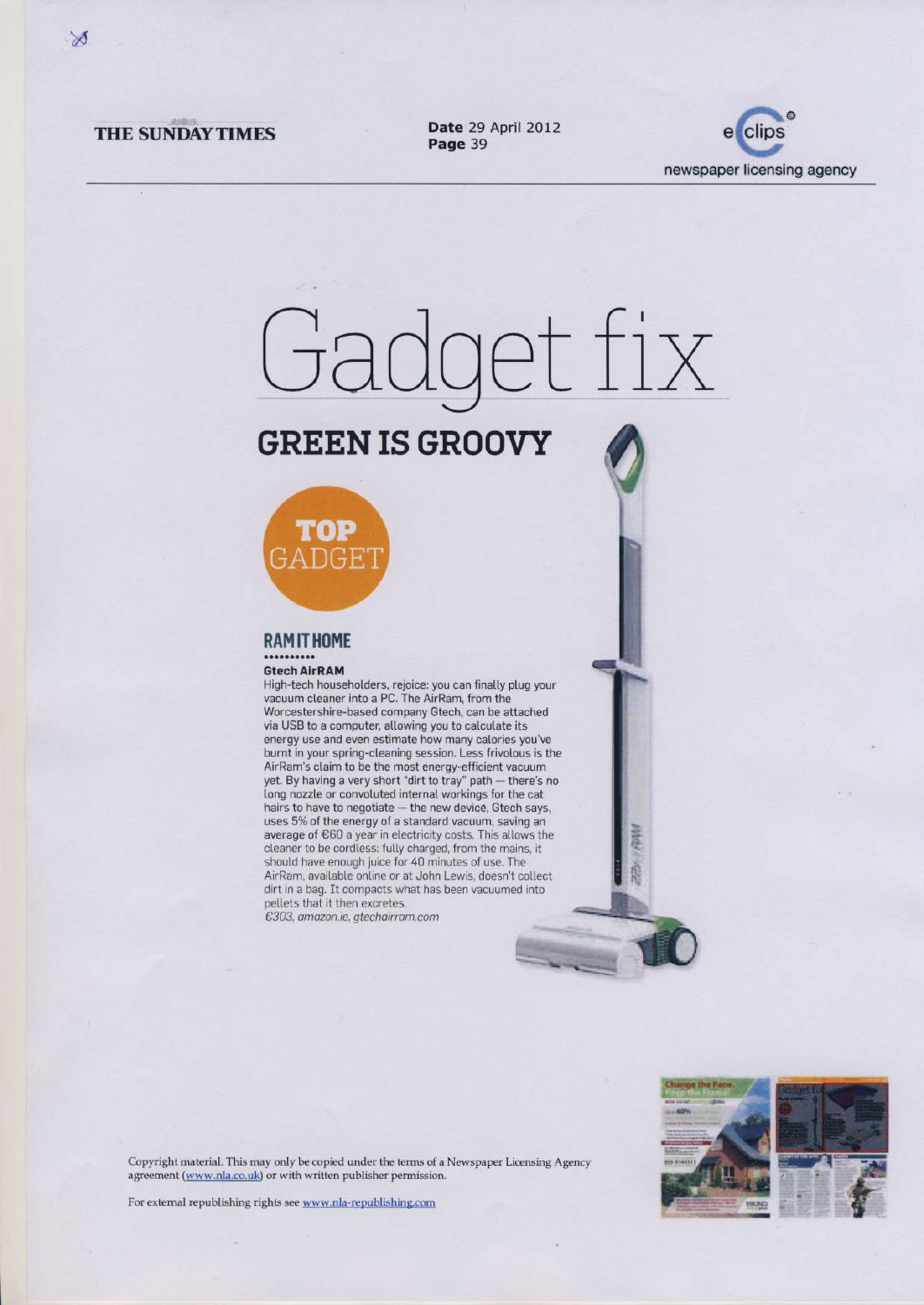THE SUNDAY TIMES

**Date** 29 April 2012
**Page** 39

# Gadget fix

## GREEN IS GROOVY

**TOP GADGET**

### RAM IT HOME

**Gtech AirRAM**

High-tech householders, rejoice: you can finally plug your vacuum cleaner into a PC. The AirRam, from the Worcestershire-based company Gtech, can be attached via USB to a computer, allowing you to calculate its energy use and even estimate how many calories you've burnt in your spring-cleaning session. Less frivolous is the AirRam's claim to be the most energy-efficient vacuum yet. By having a very short "dirt to tray" path — there's no long nozzle or convoluted internal workings for the cat hairs to have to negotiate — the new device, Gtech says, uses 5% of the energy of a standard vacuum, saving an average of €60 a year in electricity costs. This allows the cleaner to be cordless: fully charged, from the mains, it should have enough juice for 40 minutes of use. The AirRam, available online or at John Lewis, doesn't collect dirt in a bag. It compacts what has been vacuumed into pellets that it then excretes.
*€303, amazon.ie, gtechairram.com*

Copyright material. This may only be copied under the terms of a Newspaper Licensing Agency agreement (www.nla.co.uk) or with written publisher permission.

For external republishing rights see www.nla-republishing.com